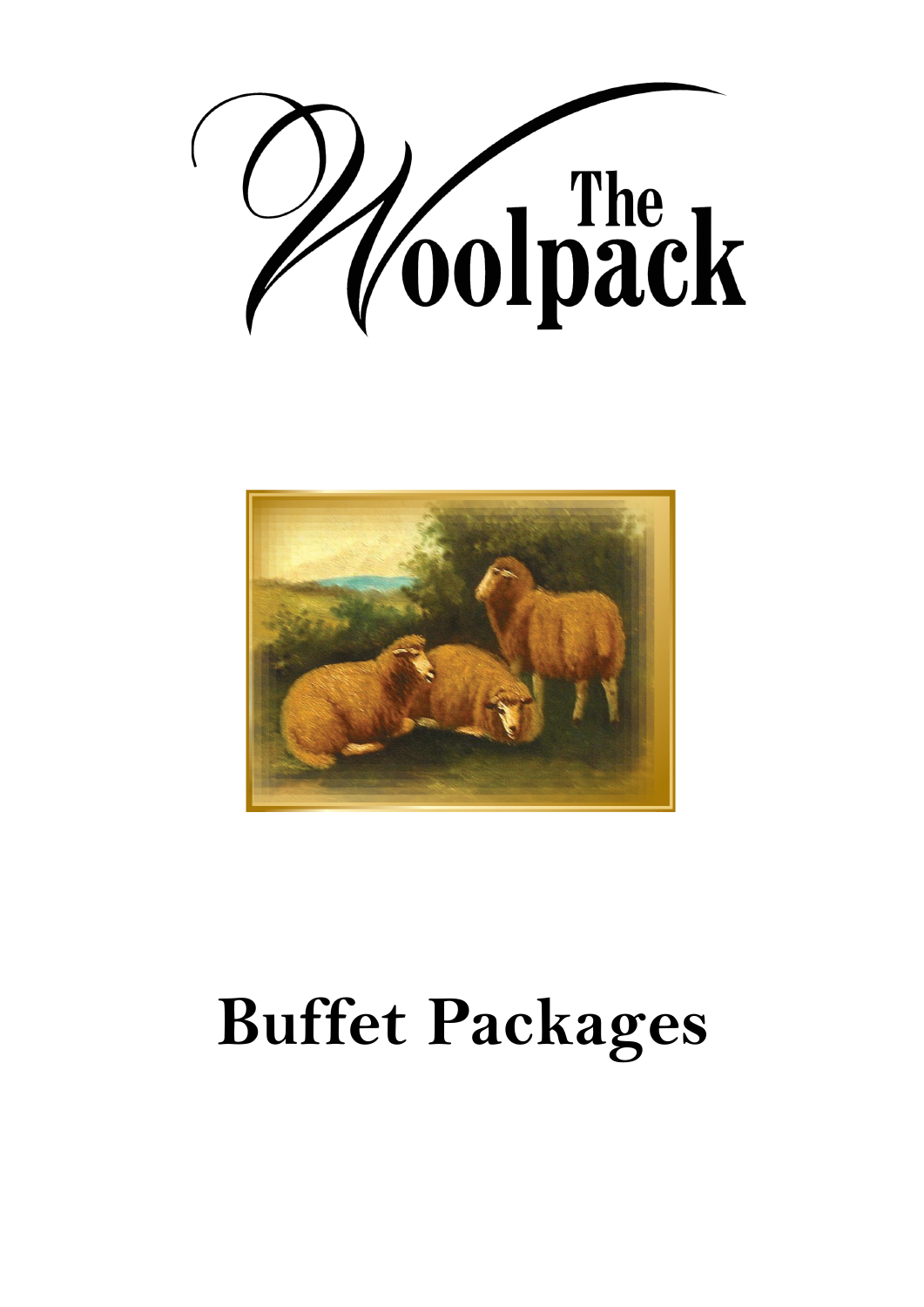# The Woolpack

# Buffet Packages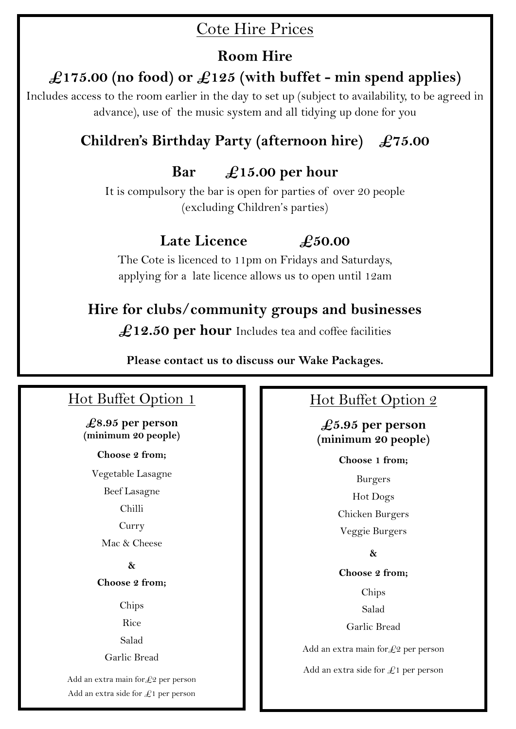# Cote Hire Prices

## Room Hire

## £175.00 (no food) or £125 (with buffet - min spend applies)

Includes access to the room earlier in the day to set up (subject to availability, to be agreed in advance), use of the music system and all tidying up done for you

## Children's Birthday Party (afternoon hire) £75.00

## Bar £15.00 per hour

It is compulsory the bar is open for parties of over 20 people (excluding Children's parties)

## Late Licence £50.00

The Cote is licenced to 11pm on Fridays and Saturdays, applying for a late licence allows us to open until 12am

## Hire for clubs/community groups and businesses

**£12.50 per hour** Includes tea and coffee facilities

**Please contact us to discuss our Wake Packages.**

## Hot Buffet Option 1

**£8.95 per person (minimum 20 people)**

**Choose 2 from;**

Vegetable Lasagne

Beef Lasagne

Chilli

Curry

Mac & Cheese

**&**

**Choose 2 from;**

Chips

Rice

Salad

Garlic Bread

Add an extra main for £2 per person

Add an extra side for £1 per person

## Hot Buffet Option 2

**£5.95 per person (minimum 20 people)**

**Choose 1 from;**

Burgers

Hot Dogs

Chicken Burgers

Veggie Burgers

**&**

**Choose 2 from;**

Chips

Salad

Garlic Bread

Add an extra main for £2 per person

Add an extra side for £1 per person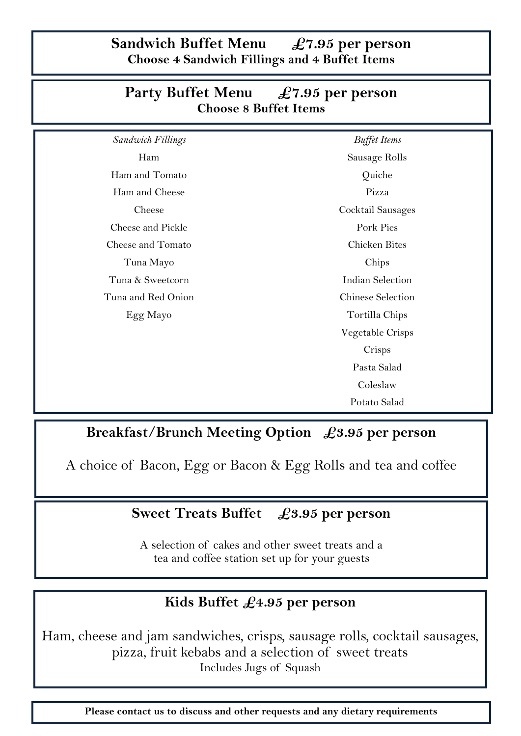## Sandwich Buffet Menu £7.95 per person

**Choose 4 Sandwich Fillings and 4 Buffet Items**

## Party Buffet Menu £7.95 per person

**Choose 8 Buffet Items**

| *Sandwich Fillings* | *Buffet Items* |
|---|---|
| Ham | Sausage Rolls |
| Ham and Tomato | Quiche |
| Ham and Cheese | Pizza |
| Cheese | Cocktail Sausages |
| Cheese and Pickle | Pork Pies |
| Cheese and Tomato | Chicken Bites |
| Tuna Mayo | Chips |
| Tuna & Sweetcorn | Indian Selection |
| Tuna and Red Onion | Chinese Selection |
| Egg Mayo | Tortilla Chips |
| | Vegetable Crisps |
| | Crisps |
| | Pasta Salad |
| | Coleslaw |
| | Potato Salad |

## Breakfast/Brunch Meeting Option £3.95 per person

A choice of Bacon, Egg or Bacon & Egg Rolls and tea and coffee

## Sweet Treats Buffet £3.95 per person

A selection of cakes and other sweet treats and a tea and coffee station set up for your guests

## Kids Buffet £4.95 per person

Ham, cheese and jam sandwiches, crisps, sausage rolls, cocktail sausages, pizza, fruit kebabs and a selection of sweet treats
Includes Jugs of Squash

**Please contact us to discuss and other requests and any dietary requirements**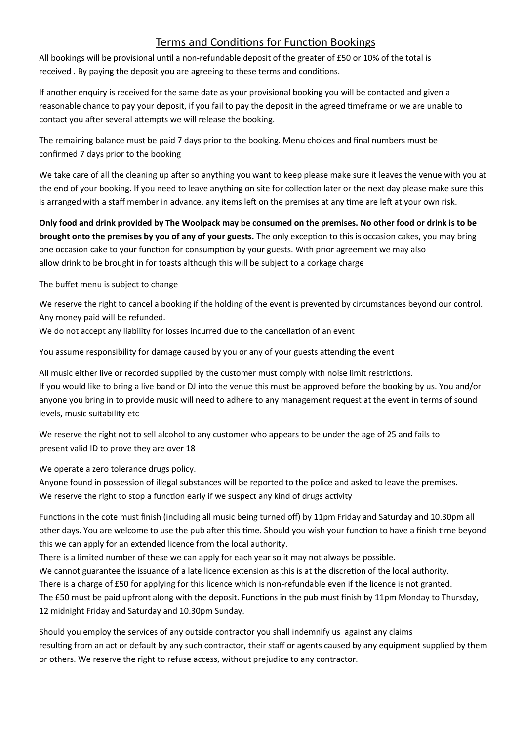# Terms and Conditions for Function Bookings

All bookings will be provisional until a non-refundable deposit of the greater of £50 or 10% of the total is received . By paying the deposit you are agreeing to these terms and conditions.

If another enquiry is received for the same date as your provisional booking you will be contacted and given a reasonable chance to pay your deposit, if you fail to pay the deposit in the agreed timeframe or we are unable to contact you after several attempts we will release the booking.

The remaining balance must be paid 7 days prior to the booking. Menu choices and final numbers must be confirmed 7 days prior to the booking

We take care of all the cleaning up after so anything you want to keep please make sure it leaves the venue with you at the end of your booking. If you need to leave anything on site for collection later or the next day please make sure this is arranged with a staff member in advance, any items left on the premises at any time are left at your own risk.

**Only food and drink provided by The Woolpack may be consumed on the premises. No other food or drink is to be brought onto the premises by you of any of your guests.** The only exception to this is occasion cakes, you may bring one occasion cake to your function for consumption by your guests. With prior agreement we may also allow drink to be brought in for toasts although this will be subject to a corkage charge

The buffet menu is subject to change

We reserve the right to cancel a booking if the holding of the event is prevented by circumstances beyond our control. Any money paid will be refunded.
We do not accept any liability for losses incurred due to the cancellation of an event

You assume responsibility for damage caused by you or any of your guests attending the event

All music either live or recorded supplied by the customer must comply with noise limit restrictions.
If you would like to bring a live band or DJ into the venue this must be approved before the booking by us. You and/or anyone you bring in to provide music will need to adhere to any management request at the event in terms of sound levels, music suitability etc

We reserve the right not to sell alcohol to any customer who appears to be under the age of 25 and fails to present valid ID to prove they are over 18

We operate a zero tolerance drugs policy.
Anyone found in possession of illegal substances will be reported to the police and asked to leave the premises.
We reserve the right to stop a function early if we suspect any kind of drugs activity

Functions in the cote must finish (including all music being turned off) by 11pm Friday and Saturday and 10.30pm all other days. You are welcome to use the pub after this time. Should you wish your function to have a finish time beyond this we can apply for an extended licence from the local authority.
There is a limited number of these we can apply for each year so it may not always be possible.
We cannot guarantee the issuance of a late licence extension as this is at the discretion of the local authority.
There is a charge of £50 for applying for this licence which is non-refundable even if the licence is not granted.
The £50 must be paid upfront along with the deposit. Functions in the pub must finish by 11pm Monday to Thursday, 12 midnight Friday and Saturday and 10.30pm Sunday.

Should you employ the services of any outside contractor you shall indemnify us against any claims resulting from an act or default by any such contractor, their staff or agents caused by any equipment supplied by them or others. We reserve the right to refuse access, without prejudice to any contractor.